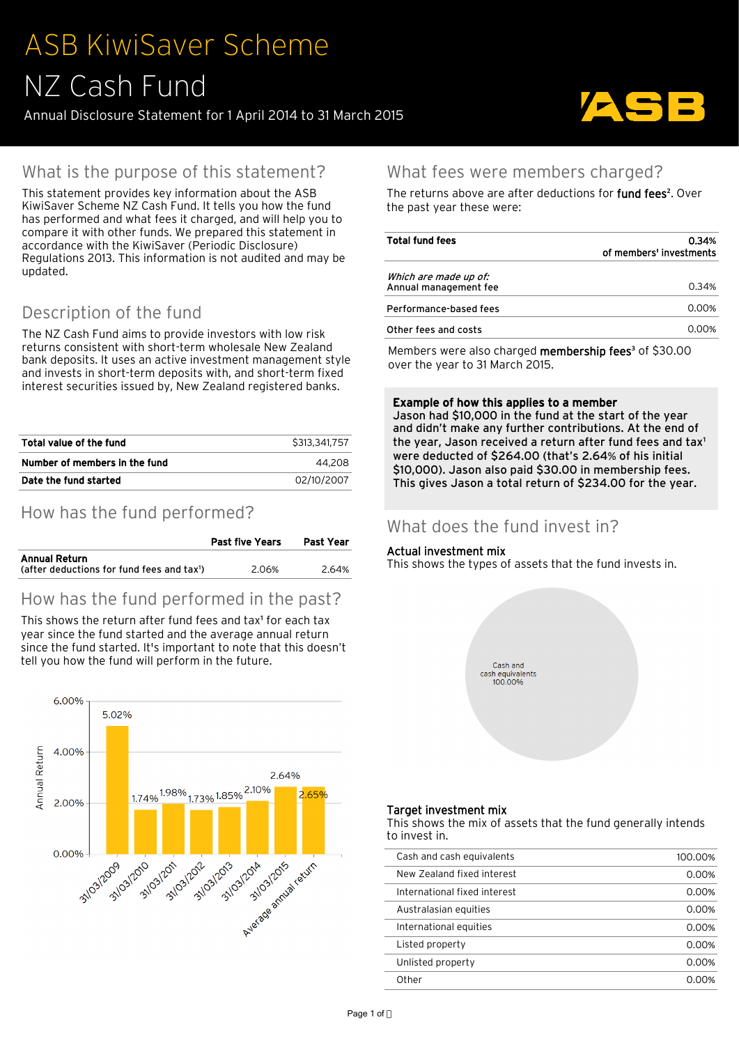# ASB KiwiSaver Scheme

## NZ Cash Fund

Annual Disclosure Statement for 1 April 2014 to 31 March 2015

## What is the purpose of this statement?

This statement provides key information about the ASB KiwiSaver Scheme NZ Cash Fund. It tells you how the fund has performed and what fees it charged, and will help you to compare it with other funds. We prepared this statement in accordance with the KiwiSaver (Periodic Disclosure) Regulations 2013. This information is not audited and may be updated.

## Description of the fund

The NZ Cash Fund aims to provide investors with low risk returns consistent with short-term wholesale New Zealand bank deposits. It uses an active investment management style and invests in short-term deposits with, and short-term fixed interest securities issued by, New Zealand registered banks.

| | |
|---|---|
| **Total value of the fund** | $313,341,757 |
| **Number of members in the fund** | 44,208 |
| **Date the fund started** | 02/10/2007 |

## How has the fund performed?

| | Past five Years | Past Year |
|---|---|---|
| **Annual Return** (after deductions for fund fees and tax[1]) | 2.06% | 2.64% |

## How has the fund performed in the past?

This shows the return after fund fees and tax[1] for each tax year since the fund started and the average annual return since the fund started. It's important to note that this doesn't tell you how the fund will perform in the future.

| Year | Annual Return |
|---|---|
| 31/03/2009 | 5.02% |
| 31/03/2010 | 1.74% |
| 31/03/2011 | 1.98% |
| 31/03/2012 | 1.73% |
| 31/03/2013 | 1.85% |
| 31/03/2014 | 2.10% |
| 31/03/2015 | 2.64% |
| Average annual return | 2.65% |

## What fees were members charged?

The returns above are after deductions for **fund fees**[2]. Over the past year these were:

| | |
|---|---|
| **Total fund fees** | **0.34%** of members' investments |
| *Which are made up of:* Annual management fee | 0.34% |
| Performance-based fees | 0.00% |
| Other fees and costs | 0.00% |

Members were also charged **membership fees**[3] of $30.00 over the year to 31 March 2015.

**Example of how this applies to a member**
**Jason had $10,000 in the fund at the start of the year and didn't make any further contributions. At the end of the year, Jason received a return after fund fees and tax[1] were deducted of $264.00 (that's 2.64% of his initial $10,000). Jason also paid $30.00 in membership fees. This gives Jason a total return of $234.00 for the year.**

## What does the fund invest in?

**Actual investment mix**
This shows the types of assets that the fund invests in.

Cash and cash equivalents 100.00%

**Target investment mix**
This shows the mix of assets that the fund generally intends to invest in.

| | |
|---|---|
| Cash and cash equivalents | 100.00% |
| New Zealand fixed interest | 0.00% |
| International fixed interest | 0.00% |
| Australasian equities | 0.00% |
| International equities | 0.00% |
| Listed property | 0.00% |
| Unlisted property | 0.00% |
| Other | 0.00% |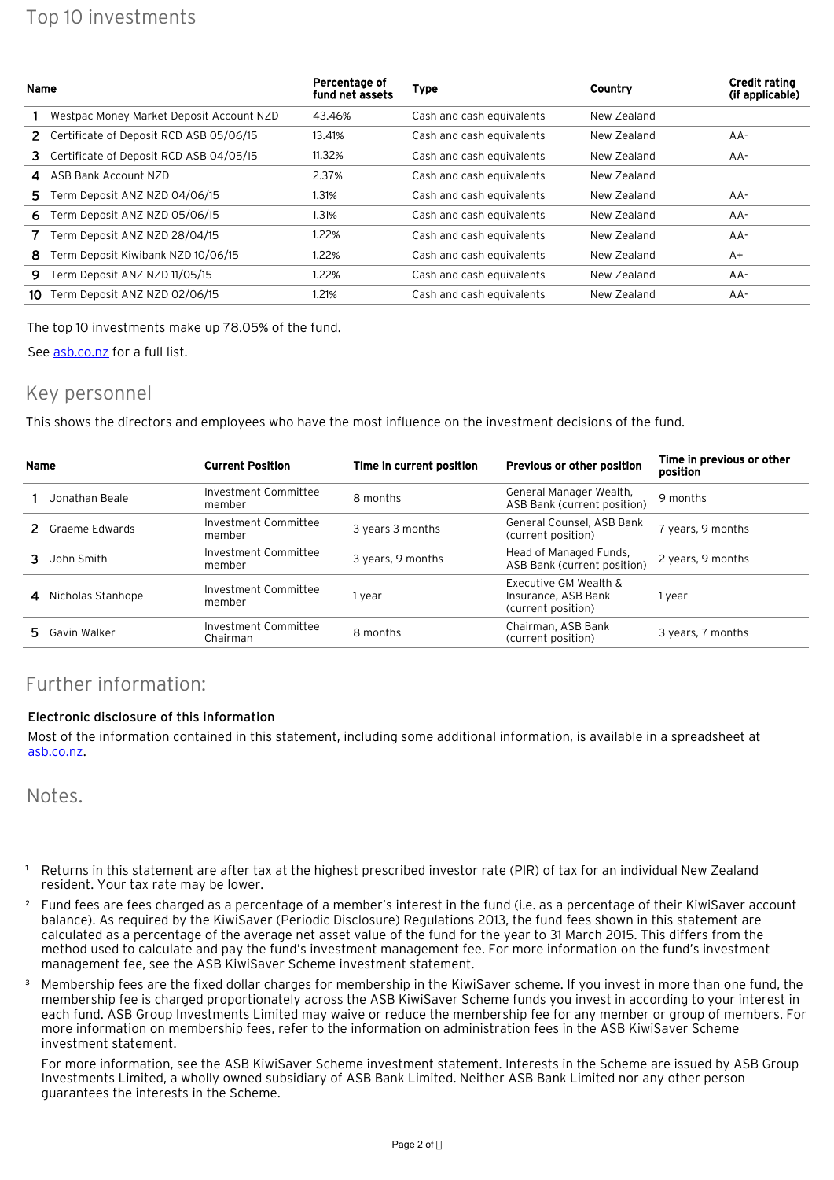## Top 10 investments

| | Name | Percentage of fund net assets | Type | Country | Credit rating (if applicable) |
|---|---|---|---|---|---|
| 1 | Westpac Money Market Deposit Account NZD | 43.46% | Cash and cash equivalents | New Zealand | |
| 2 | Certificate of Deposit RCD ASB 05/06/15 | 13.41% | Cash and cash equivalents | New Zealand | AA- |
| 3 | Certificate of Deposit RCD ASB 04/05/15 | 11.32% | Cash and cash equivalents | New Zealand | AA- |
| 4 | ASB Bank Account NZD | 2.37% | Cash and cash equivalents | New Zealand | |
| 5 | Term Deposit ANZ NZD 04/06/15 | 1.31% | Cash and cash equivalents | New Zealand | AA- |
| 6 | Term Deposit ANZ NZD 05/06/15 | 1.31% | Cash and cash equivalents | New Zealand | AA- |
| 7 | Term Deposit ANZ NZD 28/04/15 | 1.22% | Cash and cash equivalents | New Zealand | AA- |
| 8 | Term Deposit Kiwibank NZD 10/06/15 | 1.22% | Cash and cash equivalents | New Zealand | A+ |
| 9 | Term Deposit ANZ NZD 11/05/15 | 1.22% | Cash and cash equivalents | New Zealand | AA- |
| 10 | Term Deposit ANZ NZD 02/06/15 | 1.21% | Cash and cash equivalents | New Zealand | AA- |

The top 10 investments make up 78.05% of the fund.

See asb.co.nz for a full list.

## Key personnel

This shows the directors and employees who have the most influence on the investment decisions of the fund.

| | Name | Current Position | Time in current position | Previous or other position | Time in previous or other position |
|---|---|---|---|---|---|
| 1 | Jonathan Beale | Investment Committee member | 8 months | General Manager Wealth, ASB Bank (current position) | 9 months |
| 2 | Graeme Edwards | Investment Committee member | 3 years 3 months | General Counsel, ASB Bank (current position) | 7 years, 9 months |
| 3 | John Smith | Investment Committee member | 3 years, 9 months | Head of Managed Funds, ASB Bank (current position) | 2 years, 9 months |
| 4 | Nicholas Stanhope | Investment Committee member | 1 year | Executive GM Wealth & Insurance, ASB Bank (current position) | 1 year |
| 5 | Gavin Walker | Investment Committee Chairman | 8 months | Chairman, ASB Bank (current position) | 3 years, 7 months |

## Further information:

### Electronic disclosure of this information

Most of the information contained in this statement, including some additional information, is available in a spreadsheet at asb.co.nz.

## Notes.

[1] Returns in this statement are after tax at the highest prescribed investor rate (PIR) of tax for an individual New Zealand resident. Your tax rate may be lower.

[2] Fund fees are fees charged as a percentage of a member's interest in the fund (i.e. as a percentage of their KiwiSaver account balance). As required by the KiwiSaver (Periodic Disclosure) Regulations 2013, the fund fees shown in this statement are calculated as a percentage of the average net asset value of the fund for the year to 31 March 2015. This differs from the method used to calculate and pay the fund's investment management fee. For more information on the fund's investment management fee, see the ASB KiwiSaver Scheme investment statement.

[3] Membership fees are the fixed dollar charges for membership in the KiwiSaver scheme. If you invest in more than one fund, the membership fee is charged proportionately across the ASB KiwiSaver Scheme funds you invest in according to your interest in each fund. ASB Group Investments Limited may waive or reduce the membership fee for any member or group of members. For more information on membership fees, refer to the information on administration fees in the ASB KiwiSaver Scheme investment statement.

For more information, see the ASB KiwiSaver Scheme investment statement. Interests in the Scheme are issued by ASB Group Investments Limited, a wholly owned subsidiary of ASB Bank Limited. Neither ASB Bank Limited nor any other person guarantees the interests in the Scheme.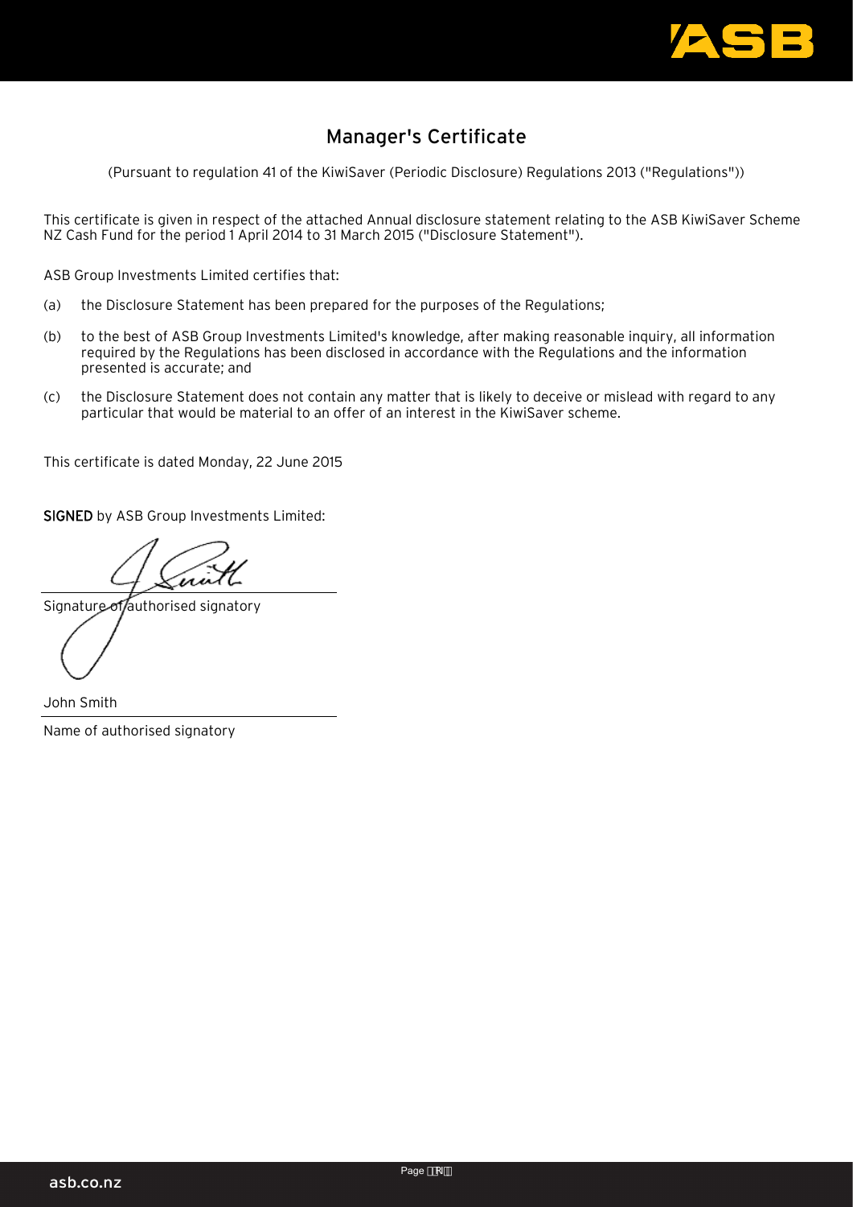# Manager's Certificate

(Pursuant to regulation 41 of the KiwiSaver (Periodic Disclosure) Regulations 2013 ("Regulations"))

This certificate is given in respect of the attached Annual disclosure statement relating to the ASB KiwiSaver Scheme NZ Cash Fund for the period 1 April 2014 to 31 March 2015 ("Disclosure Statement").

ASB Group Investments Limited certifies that:

(a) the Disclosure Statement has been prepared for the purposes of the Regulations;

(b) to the best of ASB Group Investments Limited's knowledge, after making reasonable inquiry, all information required by the Regulations has been disclosed in accordance with the Regulations and the information presented is accurate; and

(c) the Disclosure Statement does not contain any matter that is likely to deceive or mislead with regard to any particular that would be material to an offer of an interest in the KiwiSaver scheme.

This certificate is dated Monday, 22 June 2015

**SIGNED** by ASB Group Investments Limited:

Signature of authorised signatory

John Smith

Name of authorised signatory